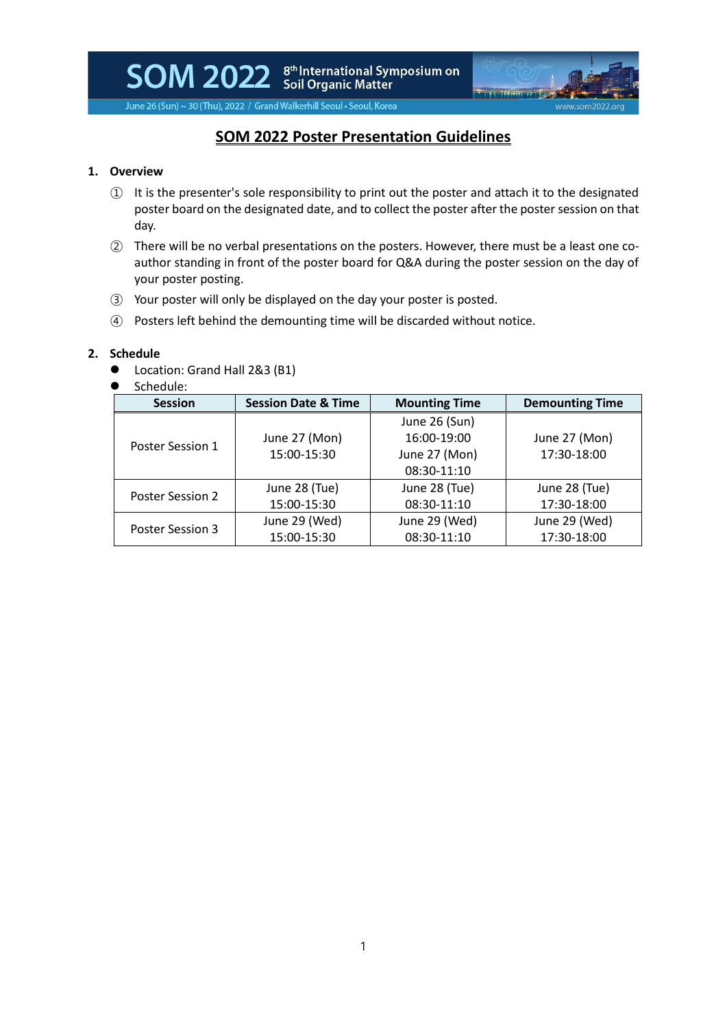SOM 2022 8th International Symposium on Soil Organic Matter

June 26 (Sun) ~ 30 (Thu), 2022 / Grand Walkerhill Seoul • Seoul, Korea

www.som2022.org

# SOM 2022 Poster Presentation Guidelines

## 1. Overview

① It is the presenter's sole responsibility to print out the poster and attach it to the designated poster board on the designated date, and to collect the poster after the poster session on that day.

② There will be no verbal presentations on the posters. However, there must be a least one co-author standing in front of the poster board for Q&A during the poster session on the day of your poster posting.

③ Your poster will only be displayed on the day your poster is posted.

④ Posters left behind the demounting time will be discarded without notice.

## 2. Schedule

- Location: Grand Hall 2&3 (B1)
- Schedule:

| Session | Session Date & Time | Mounting Time | Demounting Time |
|---|---|---|---|
| Poster Session 1 | June 27 (Mon) 15:00-15:30 | June 26 (Sun) 16:00-19:00 June 27 (Mon) 08:30-11:10 | June 27 (Mon) 17:30-18:00 |
| Poster Session 2 | June 28 (Tue) 15:00-15:30 | June 28 (Tue) 08:30-11:10 | June 28 (Tue) 17:30-18:00 |
| Poster Session 3 | June 29 (Wed) 15:00-15:30 | June 29 (Wed) 08:30-11:10 | June 29 (Wed) 17:30-18:00 |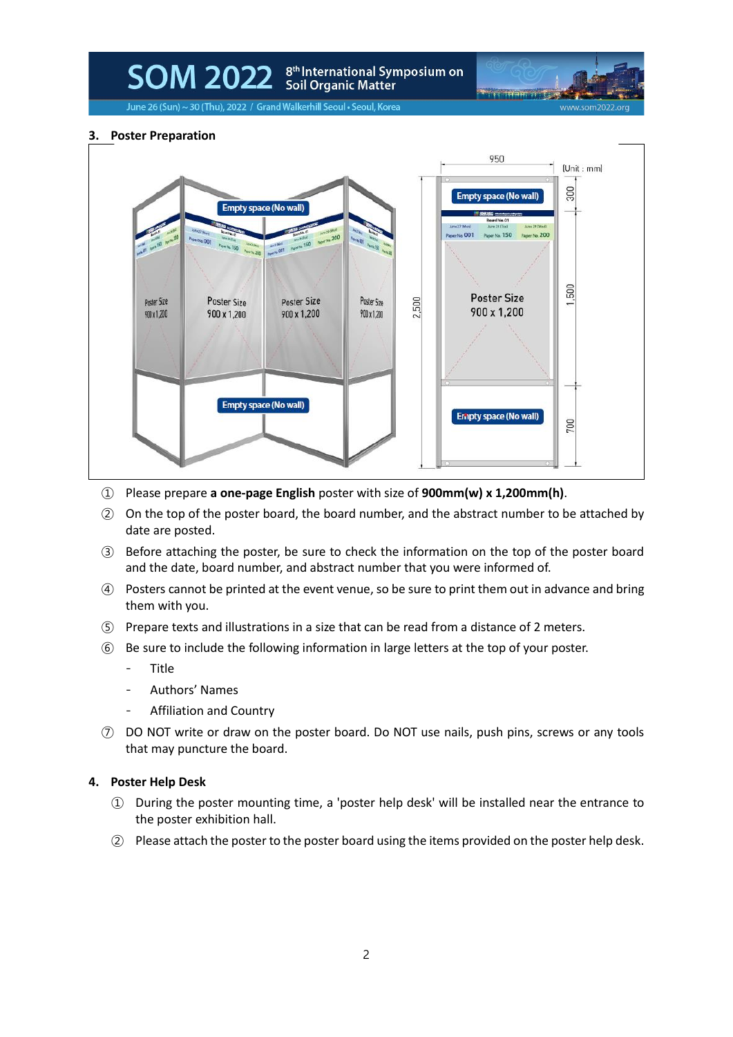## 3. Poster Preparation

① Please prepare **a one-page English** poster with size of **900mm(w) x 1,200mm(h)**.

② On the top of the poster board, the board number, and the abstract number to be attached by date are posted.

③ Before attaching the poster, be sure to check the information on the top of the poster board and the date, board number, and abstract number that you were informed of.

④ Posters cannot be printed at the event venue, so be sure to print them out in advance and bring them with you.

⑤ Prepare texts and illustrations in a size that can be read from a distance of 2 meters.

⑥ Be sure to include the following information in large letters at the top of your poster.

- Title
- Authors' Names
- Affiliation and Country

⑦ DO NOT write or draw on the poster board. Do NOT use nails, push pins, screws or any tools that may puncture the board.

## 4. Poster Help Desk

① During the poster mounting time, a 'poster help desk' will be installed near the entrance to the poster exhibition hall.

② Please attach the poster to the poster board using the items provided on the poster help desk.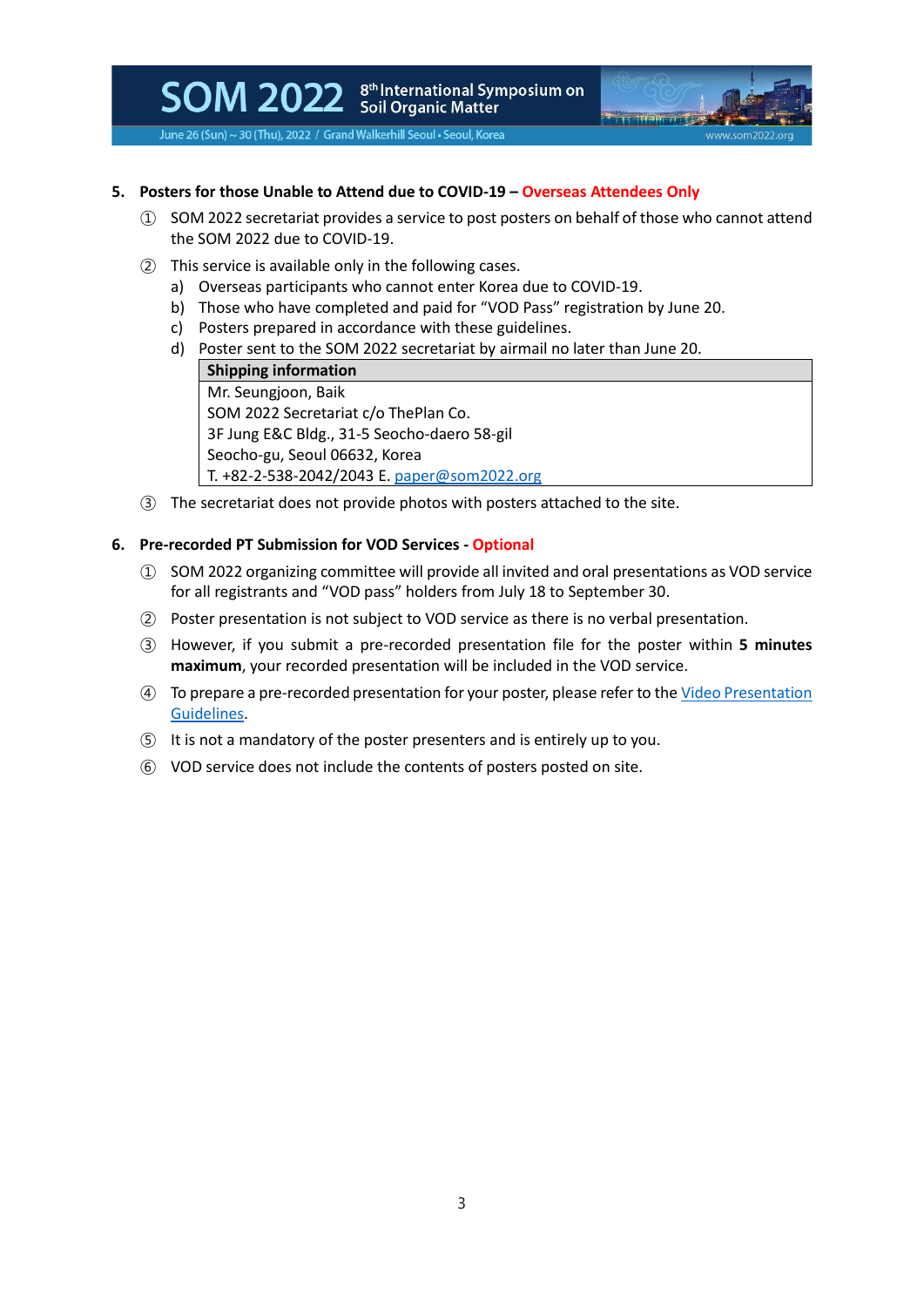### 5. Posters for those Unable to Attend due to COVID-19 – Overseas Attendees Only

① SOM 2022 secretariat provides a service to post posters on behalf of those who cannot attend the SOM 2022 due to COVID-19.

② This service is available only in the following cases.

a) Overseas participants who cannot enter Korea due to COVID-19.
b) Those who have completed and paid for "VOD Pass" registration by June 20.
c) Posters prepared in accordance with these guidelines.
d) Poster sent to the SOM 2022 secretariat by airmail no later than June 20.

| **Shipping information** |
|---|
| Mr. Seungjoon, Baik<br>SOM 2022 Secretariat c/o ThePlan Co.<br>3F Jung E&C Bldg., 31-5 Seocho-daero 58-gil<br>Seocho-gu, Seoul 06632, Korea<br>T. +82-2-538-2042/2043 E. paper@som2022.org |

③ The secretariat does not provide photos with posters attached to the site.

### 6. Pre-recorded PT Submission for VOD Services - Optional

① SOM 2022 organizing committee will provide all invited and oral presentations as VOD service for all registrants and "VOD pass" holders from July 18 to September 30.

② Poster presentation is not subject to VOD service as there is no verbal presentation.

③ However, if you submit a pre-recorded presentation file for the poster within **5 minutes maximum**, your recorded presentation will be included in the VOD service.

④ To prepare a pre-recorded presentation for your poster, please refer to the Video Presentation Guidelines.

⑤ It is not a mandatory of the poster presenters and is entirely up to you.

⑥ VOD service does not include the contents of posters posted on site.